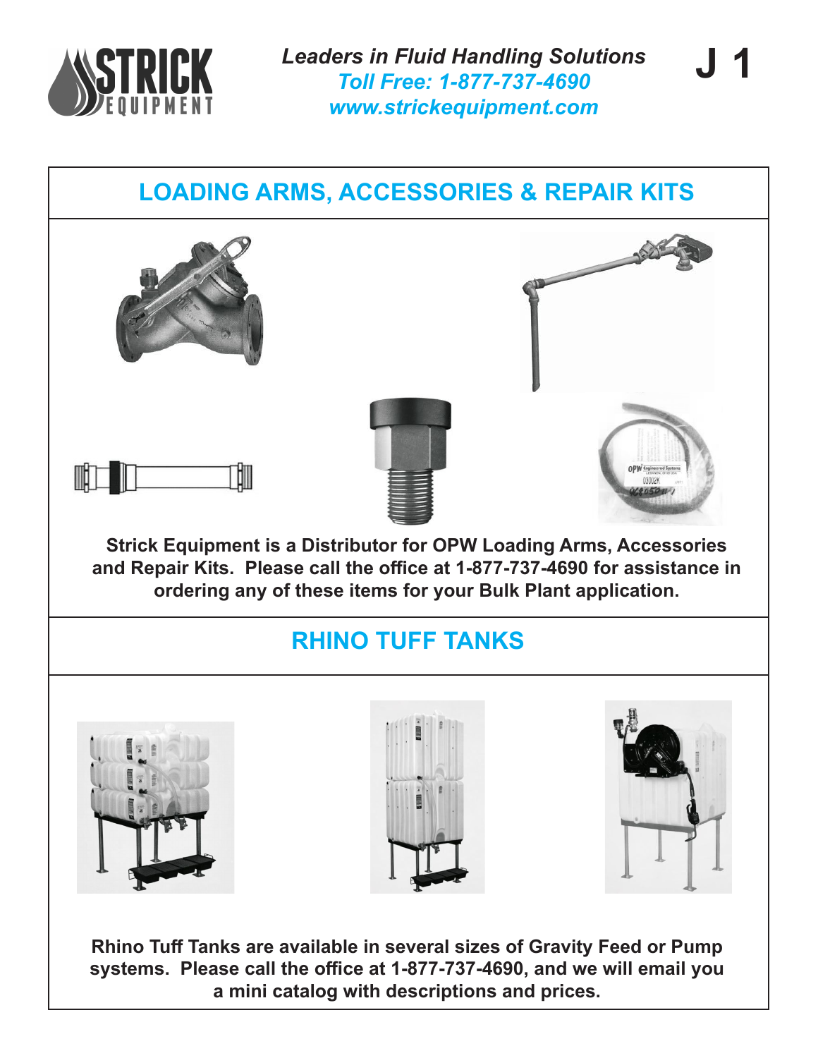*Leaders in Fluid Handling Solutions*
*Toll Free: 1-877-737-4690*
*www.strickequipment.com*

# J 1

## LOADING ARMS, ACCESSORIES & REPAIR KITS

**Strick Equipment is a Distributor for OPW Loading Arms, Accessories and Repair Kits. Please call the office at 1-877-737-4690 for assistance in ordering any of these items for your Bulk Plant application.**

## RHINO TUFF TANKS

**Rhino Tuff Tanks are available in several sizes of Gravity Feed or Pump systems. Please call the office at 1-877-737-4690, and we will email you a mini catalog with descriptions and prices.**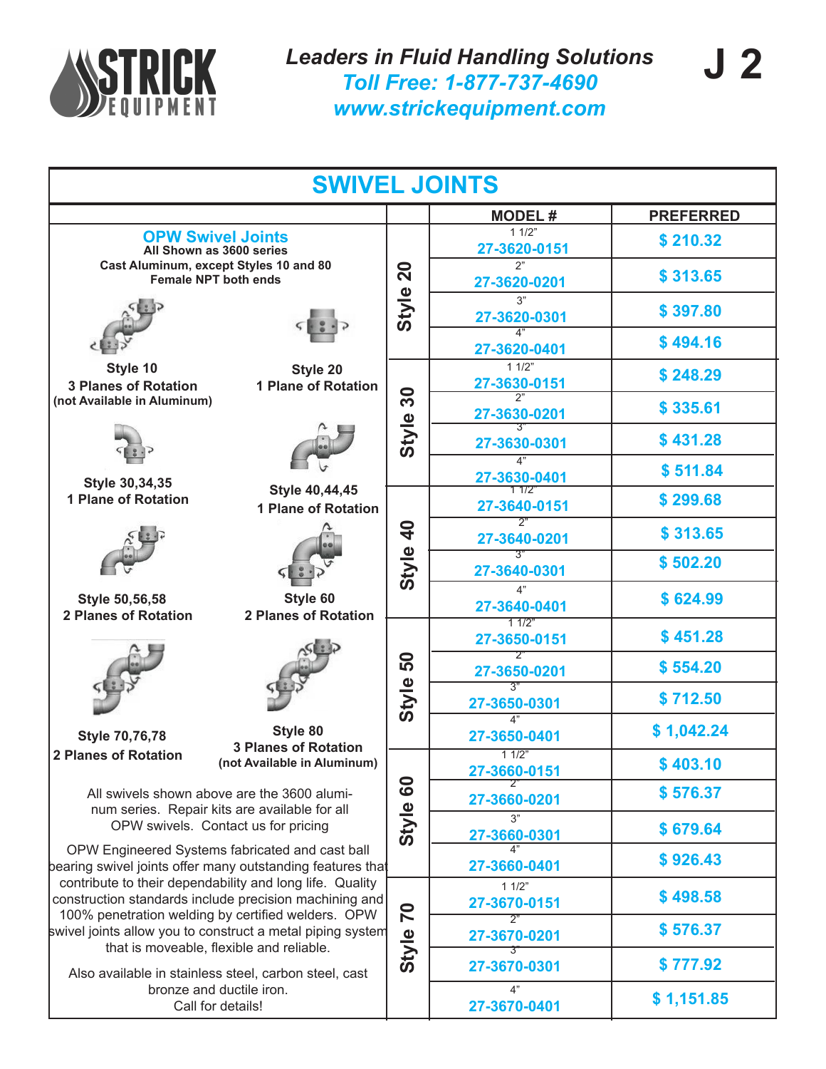# SWIVEL JOINTS

## OPW Swivel Joints

**All Shown as 3600 series**
**Cast Aluminum, except Styles 10 and 80**
**Female NPT both ends**

**Style 10**
**3 Planes of Rotation**
**(not Available in Aluminum)**

**Style 20**
**1 Plane of Rotation**

**Style 30,34,35**
**1 Plane of Rotation**

**Style 40,44,45**
**1 Plane of Rotation**

**Style 50,56,58**
**2 Planes of Rotation**

**Style 60**
**2 Planes of Rotation**

**Style 70,76,78**
**2 Planes of Rotation**

**Style 80**
**3 Planes of Rotation**
**(not Available in Aluminum)**

All swivels shown above are the 3600 aluminum series. Repair kits are available for all OPW swivels. Contact us for pricing

OPW Engineered Systems fabricated and cast ball bearing swivel joints offer many outstanding features that contribute to their dependability and long life. Quality construction standards include precision machining and 100% penetration welding by certified welders. OPW swivel joints allow you to construct a metal piping system that is moveable, flexible and reliable.

Also available in stainless steel, carbon steel, cast bronze and ductile iron.
Call for details!

| Style | MODEL # | PREFERRED |
|---|---|---|
| Style 20 | 1 1/2" 27-3620-0151 | $ 210.32 |
| | 2" 27-3620-0201 | $ 313.65 |
| | 3" 27-3620-0301 | $ 397.80 |
| | 4" 27-3620-0401 | $ 494.16 |
| Style 30 | 1 1/2" 27-3630-0151 | $ 248.29 |
| | 2" 27-3630-0201 | $ 335.61 |
| | 3" 27-3630-0301 | $ 431.28 |
| | 4" 27-3630-0401 | $ 511.84 |
| Style 40 | 1 1/2" 27-3640-0151 | $ 299.68 |
| | 2" 27-3640-0201 | $ 313.65 |
| | 3" 27-3640-0301 | $ 502.20 |
| | 4" 27-3640-0401 | $ 624.99 |
| Style 50 | 1 1/2" 27-3650-0151 | $ 451.28 |
| | 2" 27-3650-0201 | $ 554.20 |
| | 3" 27-3650-0301 | $ 712.50 |
| | 4" 27-3650-0401 | $ 1,042.24 |
| Style 60 | 1 1/2" 27-3660-0151 | $ 403.10 |
| | 2" 27-3660-0201 | $ 576.37 |
| | 3" 27-3660-0301 | $ 679.64 |
| | 4" 27-3660-0401 | $ 926.43 |
| Style 70 | 1 1/2" 27-3670-0151 | $ 498.58 |
| | 2" 27-3670-0201 | $ 576.37 |
| | 3" 27-3670-0301 | $ 777.92 |
| | 4" 27-3670-0401 | $ 1,151.85 |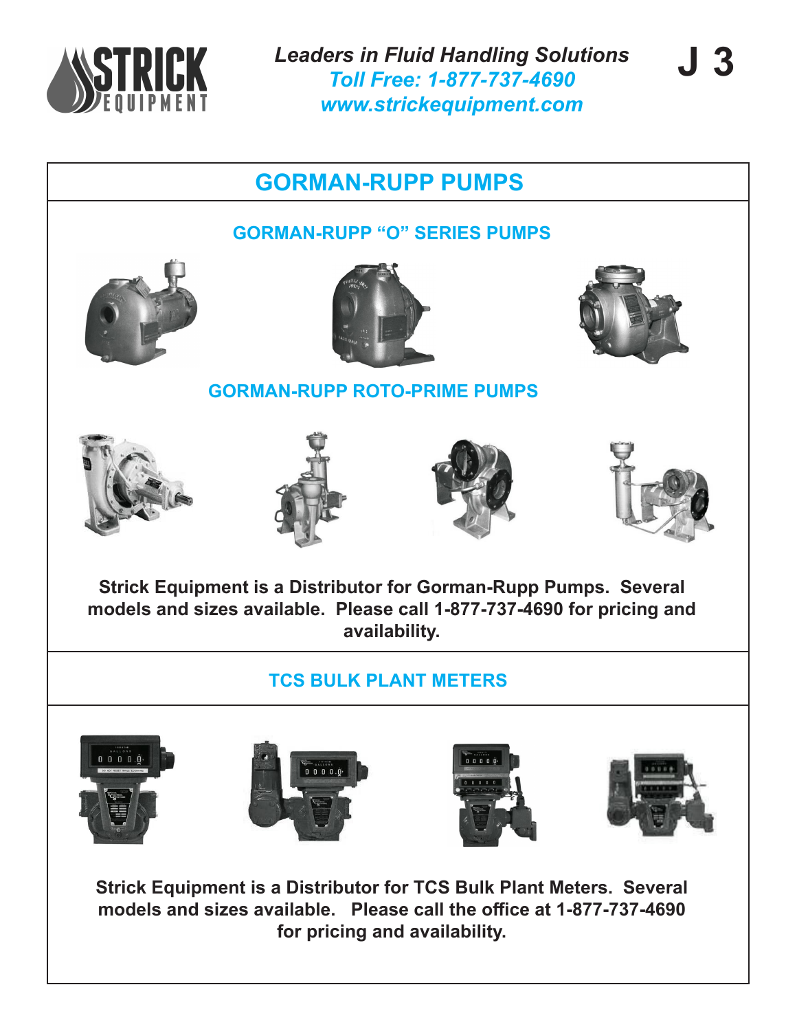# GORMAN-RUPP PUMPS

## GORMAN-RUPP "O" SERIES PUMPS

## GORMAN-RUPP ROTO-PRIME PUMPS

**Strick Equipment is a Distributor for Gorman-Rupp Pumps. Several models and sizes available. Please call 1-877-737-4690 for pricing and availability.**

## TCS BULK PLANT METERS

**Strick Equipment is a Distributor for TCS Bulk Plant Meters. Several models and sizes available. Please call the office at 1-877-737-4690 for pricing and availability.**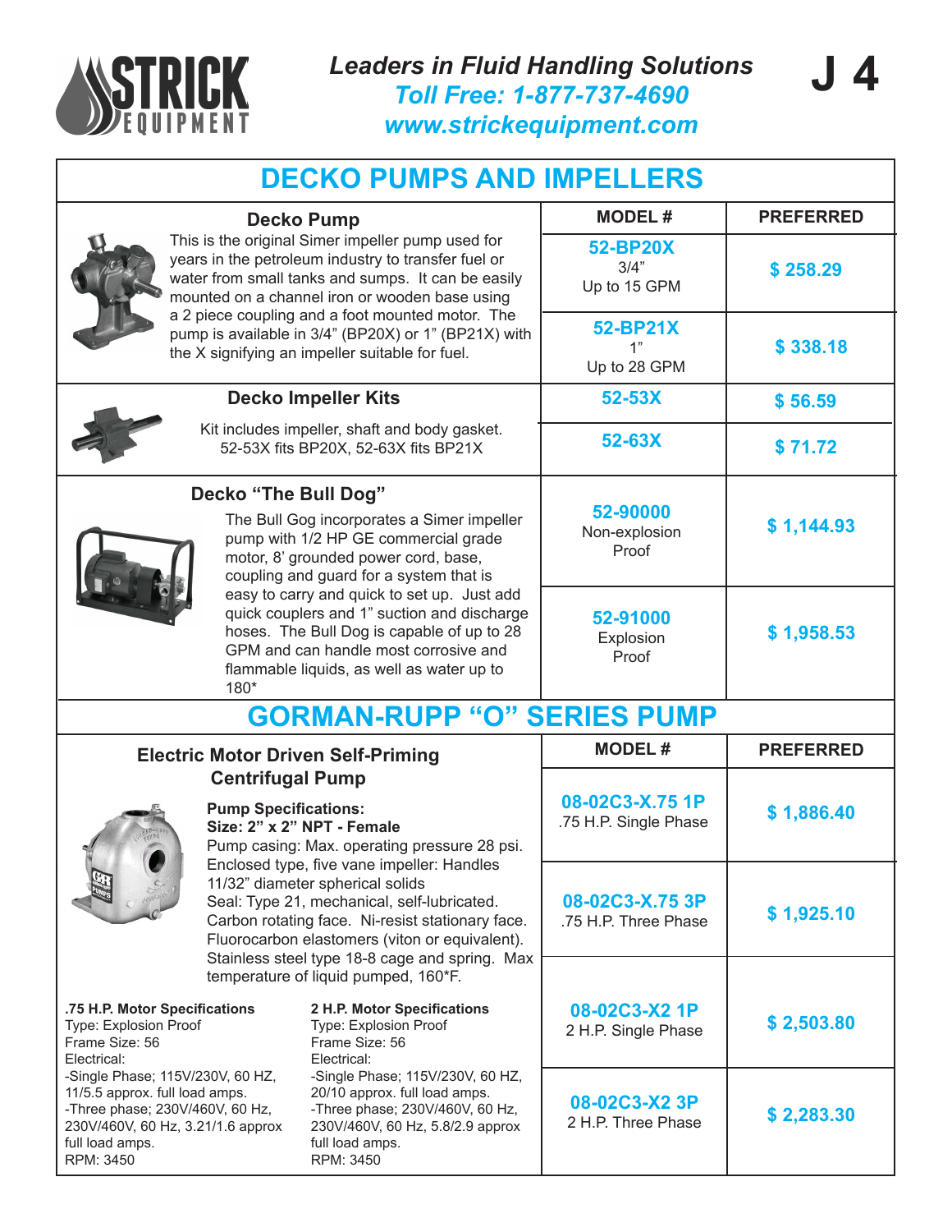# Leaders in Fluid Handling Solutions

**Toll Free: 1-877-737-4690**
**www.strickequipment.com**

J 4

## DECKO PUMPS AND IMPELLERS

| Product | MODEL # | PREFERRED |
|---|---|---|
| **Decko Pump**<br>This is the original Simer impeller pump used for years in the petroleum industry to transfer fuel or water from small tanks and sumps. It can be easily mounted on a channel iron or wooden base using a 2 piece coupling and a foot mounted motor. The pump is available in 3/4" (BP20X) or 1" (BP21X) with the X signifying an impeller suitable for fuel. | **52-BP20X**<br>3/4"<br>Up to 15 GPM | $ 258.29 |
| | **52-BP21X**<br>1"<br>Up to 28 GPM | $ 338.18 |
| **Decko Impeller Kits**<br>Kit includes impeller, shaft and body gasket. 52-53X fits BP20X, 52-63X fits BP21X | **52-53X** | $ 56.59 |
| | **52-63X** | $ 71.72 |
| **Decko "The Bull Dog"**<br>The Bull Gog incorporates a Simer impeller pump with 1/2 HP GE commercial grade motor, 8' grounded power cord, base, coupling and guard for a system that is easy to carry and quick to set up. Just add quick couplers and 1" suction and discharge hoses. The Bull Dog is capable of up to 28 GPM and can handle most corrosive and flammable liquids, as well as water up to 180* | **52-90000**<br>Non-explosion Proof | $ 1,144.93 |
| | **52-91000**<br>Explosion Proof | $ 1,958.53 |

## GORMAN-RUPP "O" SERIES PUMP

### Electric Motor Driven Self-Priming Centrifugal Pump

**Pump Specifications:**
**Size: 2" x 2" NPT - Female**
Pump casing: Max. operating pressure 28 psi.
Enclosed type, five vane impeller: Handles 11/32" diameter spherical solids
Seal: Type 21, mechanical, self-lubricated. Carbon rotating face. Ni-resist stationary face. Fluorocarbon elastomers (viton or equivalent). Stainless steel type 18-8 cage and spring. Max temperature of liquid pumped, 160*F.

**.75 H.P. Motor Specifications**
Type: Explosion Proof
Frame Size: 56
Electrical:
-Single Phase; 115V/230V, 60 HZ, 11/5.5 approx. full load amps.
-Three phase; 230V/460V, 60 Hz, 230V/460V, 60 Hz, 3.21/1.6 approx full load amps.
RPM: 3450

**2 H.P. Motor Specifications**
Type: Explosion Proof
Frame Size: 56
Electrical:
-Single Phase; 115V/230V, 60 HZ, 20/10 approx. full load amps.
-Three phase; 230V/460V, 60 Hz, 230V/460V, 60 Hz, 5.8/2.9 approx full load amps.
RPM: 3450

| MODEL # | PREFERRED |
|---|---|
| **08-02C3-X.75 1P**<br>.75 H.P. Single Phase | $ 1,886.40 |
| **08-02C3-X.75 3P**<br>.75 H.P. Three Phase | $ 1,925.10 |
| **08-02C3-X2 1P**<br>2 H.P. Single Phase | $ 2,503.80 |
| **08-02C3-X2 3P**<br>2 H.P. Three Phase | $ 2,283.30 |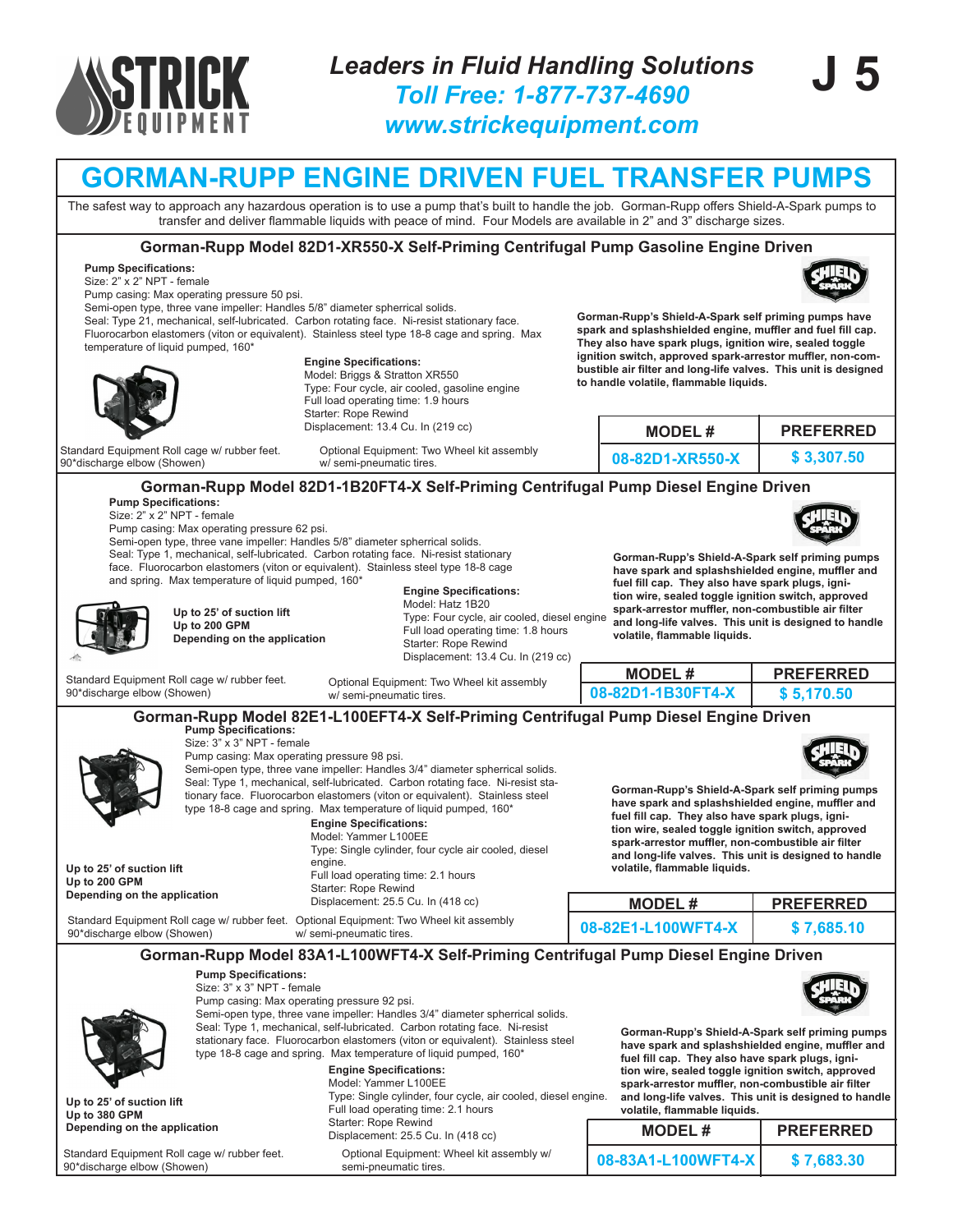# GORMAN-RUPP ENGINE DRIVEN FUEL TRANSFER PUMPS

*Leaders in Fluid Handling Solutions*
*Toll Free: 1-877-737-4690*
*www.strickequipment.com*

The safest way to approach any hazardous operation is to use a pump that's built to handle the job. Gorman-Rupp offers Shield-A-Spark pumps to transfer and deliver flammable liquids with peace of mind. Four Models are available in 2" and 3" discharge sizes.

## Gorman-Rupp Model 82D1-XR550-X Self-Priming Centrifugal Pump Gasoline Engine Driven

**Pump Specifications:**
Size: 2" x 2" NPT - female
Pump casing: Max operating pressure 50 psi.
Semi-open type, three vane impeller: Handles 5/8" diameter spherical solids.
Seal: Type 21, mechanical, self-lubricated. Carbon rotating face. Ni-resist stationary face. Fluorocarbon elastomers (viton or equivalent). Stainless steel type 18-8 cage and spring. Max temperature of liquid pumped, 160*

**Engine Specifications:**
Model: Briggs & Stratton XR550
Type: Four cycle, air cooled, gasoline engine
Full load operating time: 1.9 hours
Starter: Rope Rewind
Displacement: 13.4 Cu. In (219 cc)

**Gorman-Rupp's Shield-A-Spark self priming pumps have spark and splashshielded engine, muffler and fuel fill cap. They also have spark plugs, ignition wire, sealed toggle ignition switch, approved spark-arrestor muffler, non-combustible air filter and long-life valves. This unit is designed to handle volatile, flammable liquids.**

Standard Equipment Roll cage w/ rubber feet. 90*discharge elbow (Showen)

Optional Equipment: Two Wheel kit assembly w/ semi-pneumatic tires.

| MODEL # | PREFERRED |
|---|---|
| 08-82D1-XR550-X | $ 3,307.50 |

## Gorman-Rupp Model 82D1-1B20FT4-X Self-Priming Centrifugal Pump Diesel Engine Driven

**Pump Specifications:**
Size: 2" x 2" NPT - female
Pump casing: Max operating pressure 62 psi.
Semi-open type, three vane impeller: Handles 5/8" diameter spherical solids.
Seal: Type 1, mechanical, self-lubricated. Carbon rotating face. Ni-resist stationary face. Fluorocarbon elastomers (viton or equivalent). Stainless steel type 18-8 cage and spring. Max temperature of liquid pumped, 160*

**Up to 25' of suction lift**
**Up to 200 GPM**
**Depending on the application**

**Engine Specifications:**
Model: Hatz 1B20
Type: Four cycle, air cooled, diesel engine
Full load operating time: 1.8 hours
Starter: Rope Rewind
Displacement: 13.4 Cu. In (219 cc)

**Gorman-Rupp's Shield-A-Spark self priming pumps have spark and splashshielded engine, muffler and fuel fill cap. They also have spark plugs, ignition wire, sealed toggle ignition switch, approved spark-arrestor muffler, non-combustible air filter and long-life valves. This unit is designed to handle volatile, flammable liquids.**

Standard Equipment Roll cage w/ rubber feet. 90*discharge elbow (Showen)

Optional Equipment: Two Wheel kit assembly w/ semi-pneumatic tires.

| MODEL # | PREFERRED |
|---|---|
| 08-82D1-1B30FT4-X | $ 5,170.50 |

## Gorman-Rupp Model 82E1-L100EFT4-X Self-Priming Centrifugal Pump Diesel Engine Driven

**Pump Specifications:**
Size: 3" x 3" NPT - female
Pump casing: Max operating pressure 98 psi.
Semi-open type, three vane impeller: Handles 3/4" diameter spherical solids.
Seal: Type 1, mechanical, self-lubricated. Carbon rotating face. Ni-resist stationary face. Fluorocarbon elastomers (viton or equivalent). Stainless steel type 18-8 cage and spring. Max temperature of liquid pumped, 160*

**Engine Specifications:**
Model: Yammer L100EE
Type: Single cylinder, four cycle air cooled, diesel engine.
Full load operating time: 2.1 hours
Starter: Rope Rewind
Displacement: 25.5 Cu. In (418 cc)

**Up to 25' of suction lift**
**Up to 200 GPM**
**Depending on the application**

**Gorman-Rupp's Shield-A-Spark self priming pumps have spark and splashshielded engine, muffler and fuel fill cap. They also have spark plugs, ignition wire, sealed toggle ignition switch, approved spark-arrestor muffler, non-combustible air filter and long-life valves. This unit is designed to handle volatile, flammable liquids.**

Standard Equipment Roll cage w/ rubber feet. 90*discharge elbow (Showen)

Optional Equipment: Two Wheel kit assembly w/ semi-pneumatic tires.

| MODEL # | PREFERRED |
|---|---|
| 08-82E1-L100WFT4-X | $ 7,685.10 |

## Gorman-Rupp Model 83A1-L100WFT4-X Self-Priming Centrifugal Pump Diesel Engine Driven

**Pump Specifications:**
Size: 3" x 3" NPT - female
Pump casing: Max operating pressure 92 psi.
Semi-open type, three vane impeller: Handles 3/4" diameter spherical solids.
Seal: Type 1, mechanical, self-lubricated. Carbon rotating face. Ni-resist stationary face. Fluorocarbon elastomers (viton or equivalent). Stainless steel type 18-8 cage and spring. Max temperature of liquid pumped, 160*

**Engine Specifications:**
Model: Yammer L100EE
Type: Single cylinder, four cycle, air cooled, diesel engine.
Full load operating time: 2.1 hours
Starter: Rope Rewind
Displacement: 25.5 Cu. In (418 cc)

**Up to 25' of suction lift**
**Up to 380 GPM**
**Depending on the application**

**Gorman-Rupp's Shield-A-Spark self priming pumps have spark and splashshielded engine, muffler and fuel fill cap. They also have spark plugs, ignition wire, sealed toggle ignition switch, approved spark-arrestor muffler, non-combustible air filter and long-life valves. This unit is designed to handle volatile, flammable liquids.**

Standard Equipment Roll cage w/ rubber feet. 90*discharge elbow (Showen)

Optional Equipment: Wheel kit assembly w/ semi-pneumatic tires.

| MODEL # | PREFERRED |
|---|---|
| 08-83A1-L100WFT4-X | $ 7,683.30 |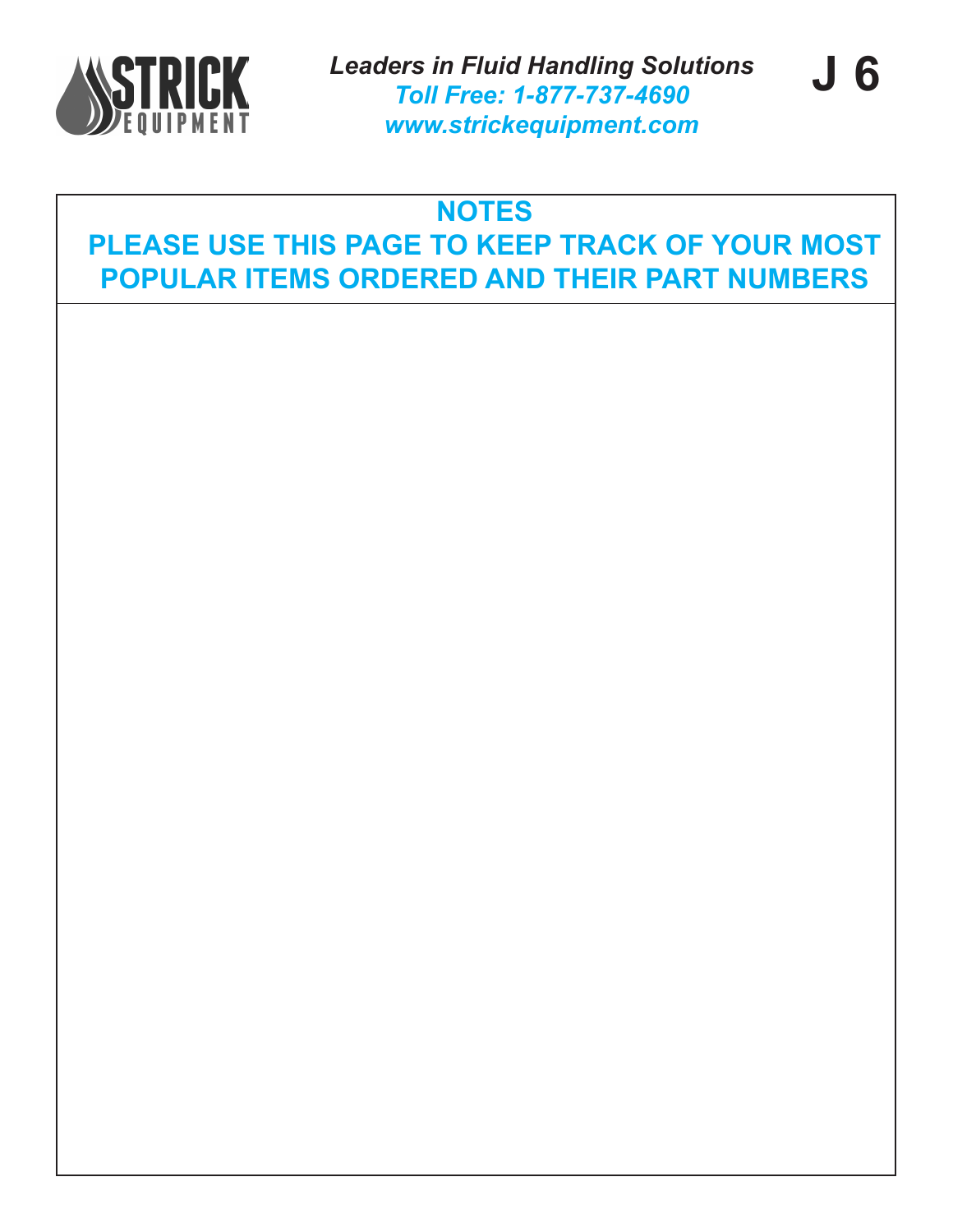## NOTES

## PLEASE USE THIS PAGE TO KEEP TRACK OF YOUR MOST POPULAR ITEMS ORDERED AND THEIR PART NUMBERS